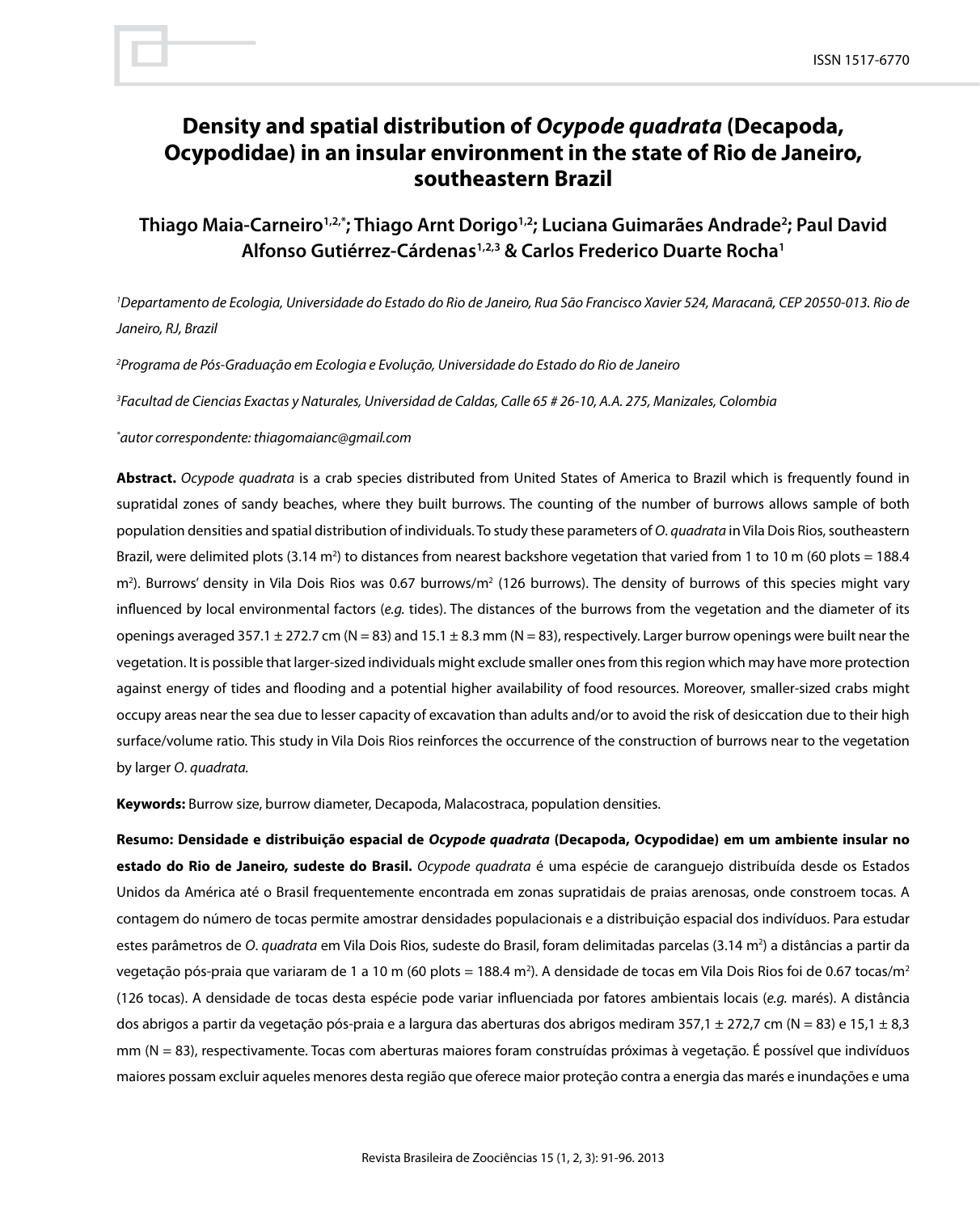# Density and spatial distribution of *Ocypode quadrata* (Decapoda, Ocypodidae) in an insular environment in the state of Rio de Janeiro, southeastern Brazil

**Thiago Maia-Carneiro[1,2,*]; Thiago Arnt Dorigo[1,2]; Luciana Guimarães Andrade[2]; Paul David Alfonso Gutiérrez-Cárdenas[1,2,3] & Carlos Frederico Duarte Rocha[1]**

[1]*Departamento de Ecologia, Universidade do Estado do Rio de Janeiro, Rua São Francisco Xavier 524, Maracanã, CEP 20550-013. Rio de Janeiro, RJ, Brazil*

[2]*Programa de Pós-Graduação em Ecologia e Evolução, Universidade do Estado do Rio de Janeiro*

[3]*Facultad de Ciencias Exactas y Naturales, Universidad de Caldas, Calle 65 # 26-10, A.A. 275, Manizales, Colombia*

[*]*autor correspondente: thiagomaianc@gmail.com*

**Abstract.** *Ocypode quadrata* is a crab species distributed from United States of America to Brazil which is frequently found in supratidal zones of sandy beaches, where they built burrows. The counting of the number of burrows allows sample of both population densities and spatial distribution of individuals. To study these parameters of *O. quadrata* in Vila Dois Rios, southeastern Brazil, were delimited plots (3.14 m$^2$) to distances from nearest backshore vegetation that varied from 1 to 10 m (60 plots = 188.4 m$^2$). Burrows' density in Vila Dois Rios was 0.67 burrows/m$^2$ (126 burrows). The density of burrows of this species might vary influenced by local environmental factors (*e.g.* tides). The distances of the burrows from the vegetation and the diameter of its openings averaged 357.1 ± 272.7 cm (N = 83) and 15.1 ± 8.3 mm (N = 83), respectively. Larger burrow openings were built near the vegetation. It is possible that larger-sized individuals might exclude smaller ones from this region which may have more protection against energy of tides and flooding and a potential higher availability of food resources. Moreover, smaller-sized crabs might occupy areas near the sea due to lesser capacity of excavation than adults and/or to avoid the risk of desiccation due to their high surface/volume ratio. This study in Vila Dois Rios reinforces the occurrence of the construction of burrows near to the vegetation by larger *O. quadrata.*

**Keywords:** Burrow size, burrow diameter, Decapoda, Malacostraca, population densities.

**Resumo: Densidade e distribuição espacial de *Ocypode quadrata* (Decapoda, Ocypodidae) em um ambiente insular no estado do Rio de Janeiro, sudeste do Brasil.** *Ocypode quadrata* é uma espécie de caranguejo distribuída desde os Estados Unidos da América até o Brasil frequentemente encontrada em zonas supratidais de praias arenosas, onde constroem tocas. A contagem do número de tocas permite amostrar densidades populacionais e a distribuição espacial dos indivíduos. Para estudar estes parâmetros de *O. quadrata* em Vila Dois Rios, sudeste do Brasil, foram delimitadas parcelas (3.14 m$^2$) a distâncias a partir da vegetação pós-praia que variaram de 1 a 10 m (60 plots = 188.4 m$^2$). A densidade de tocas em Vila Dois Rios foi de 0.67 tocas/m$^2$ (126 tocas). A densidade de tocas desta espécie pode variar influenciada por fatores ambientais locais (*e.g.* marés). A distância dos abrigos a partir da vegetação pós-praia e a largura das aberturas dos abrigos mediram 357,1 ± 272,7 cm (N = 83) e 15,1 ± 8,3 mm (N = 83), respectivamente. Tocas com aberturas maiores foram construídas próximas à vegetação. É possível que indivíduos maiores possam excluir aqueles menores desta região que oferece maior proteção contra a energia das marés e inundações e uma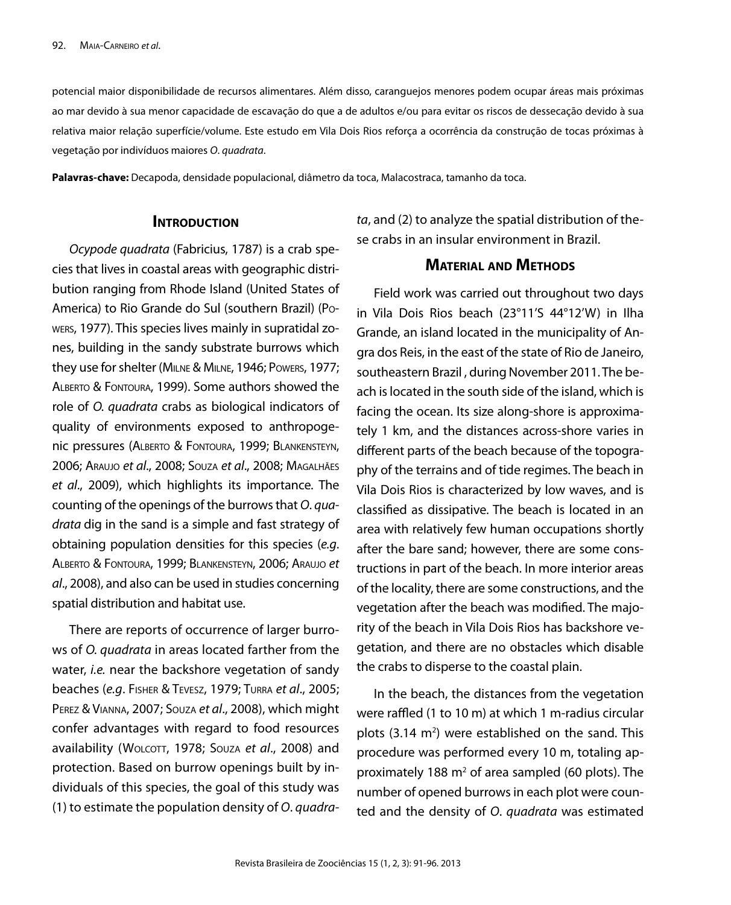potencial maior disponibilidade de recursos alimentares. Além disso, caranguejos menores podem ocupar áreas mais próximas ao mar devido à sua menor capacidade de escavação do que a de adultos e/ou para evitar os riscos de dessecação devido à sua relativa maior relação superfície/volume. Este estudo em Vila Dois Rios reforça a ocorrência da construção de tocas próximas à vegetação por indivíduos maiores *O. quadrata*.

**Palavras-chave:** Decapoda, densidade populacional, diâmetro da toca, Malacostraca, tamanho da toca.

## Introduction

*Ocypode quadrata* (Fabricius, 1787) is a crab species that lives in coastal areas with geographic distribution ranging from Rhode Island (United States of America) to Rio Grande do Sul (southern Brazil) (Powers, 1977). This species lives mainly in supratidal zones, building in the sandy substrate burrows which they use for shelter (Milne & Milne, 1946; Powers, 1977; Alberto & Fontoura, 1999). Some authors showed the role of *O. quadrata* crabs as biological indicators of quality of environments exposed to anthropogenic pressures (Alberto & Fontoura, 1999; Blankensteyn, 2006; Araujo *et al*., 2008; Souza *et al*., 2008; Magalhães *et al*., 2009), which highlights its importance. The counting of the openings of the burrows that *O. quadrata* dig in the sand is a simple and fast strategy of obtaining population densities for this species (*e.g*. Alberto & Fontoura, 1999; Blankensteyn, 2006; Araujo *et al*., 2008), and also can be used in studies concerning spatial distribution and habitat use.

There are reports of occurrence of larger burrows of *O. quadrata* in areas located farther from the water, *i.e.* near the backshore vegetation of sandy beaches (*e.g*. Fisher & Tevesz, 1979; Turra *et al*., 2005; Perez & Vianna, 2007; Souza *et al*., 2008), which might confer advantages with regard to food resources availability (Wolcott, 1978; Souza *et al*., 2008) and protection. Based on burrow openings built by individuals of this species, the goal of this study was (1) to estimate the population density of *O. quadrata*, and (2) to analyze the spatial distribution of these crabs in an insular environment in Brazil.

## Material and Methods

Field work was carried out throughout two days in Vila Dois Rios beach (23°11'S 44°12'W) in Ilha Grande, an island located in the municipality of Angra dos Reis, in the east of the state of Rio de Janeiro, southeastern Brazil , during November 2011. The beach is located in the south side of the island, which is facing the ocean. Its size along-shore is approximately 1 km, and the distances across-shore varies in different parts of the beach because of the topography of the terrains and of tide regimes. The beach in Vila Dois Rios is characterized by low waves, and is classified as dissipative. The beach is located in an area with relatively few human occupations shortly after the bare sand; however, there are some constructions in part of the beach. In more interior areas of the locality, there are some constructions, and the vegetation after the beach was modified. The majority of the beach in Vila Dois Rios has backshore vegetation, and there are no obstacles which disable the crabs to disperse to the coastal plain.

In the beach, the distances from the vegetation were raffled (1 to 10 m) at which 1 m-radius circular plots (3.14 m$^2$) were established on the sand. This procedure was performed every 10 m, totaling approximately 188 m$^2$ of area sampled (60 plots). The number of opened burrows in each plot were counted and the density of *O. quadrata* was estimated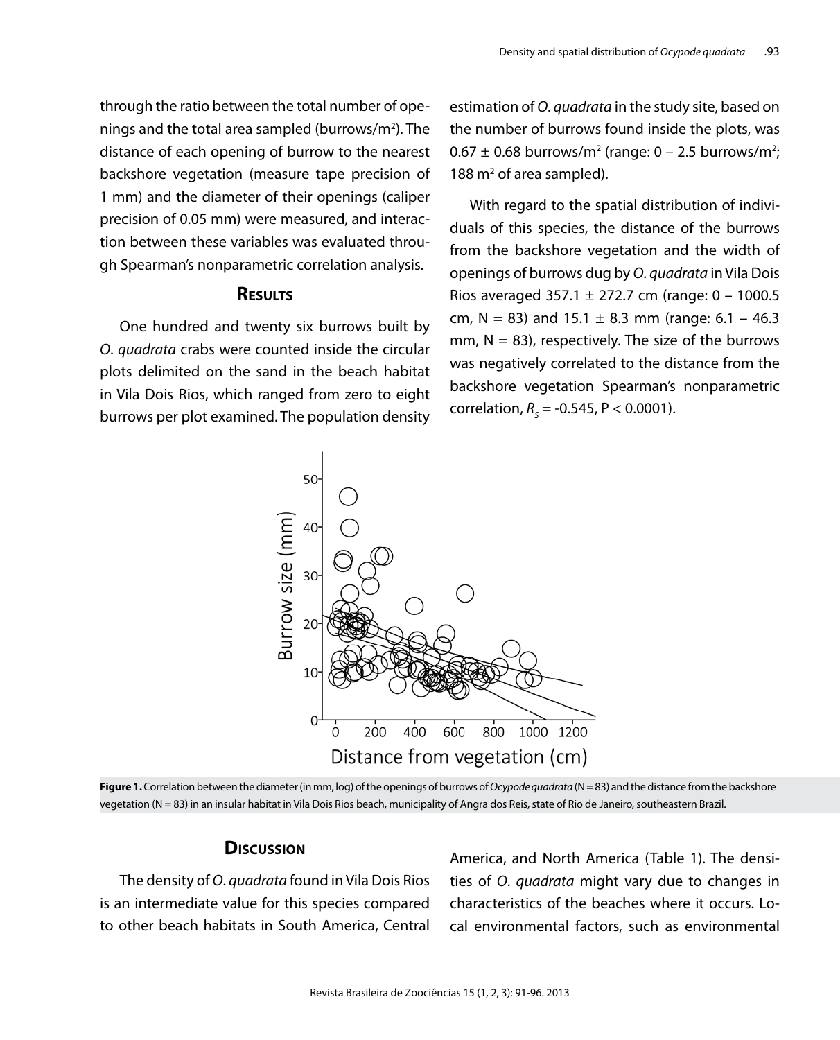through the ratio between the total number of openings and the total area sampled (burrows/m$^2$). The distance of each opening of burrow to the nearest backshore vegetation (measure tape precision of 1 mm) and the diameter of their openings (caliper precision of 0.05 mm) were measured, and interaction between these variables was evaluated through Spearman's nonparametric correlation analysis.

## Results

One hundred and twenty six burrows built by *O. quadrata* crabs were counted inside the circular plots delimited on the sand in the beach habitat in Vila Dois Rios, which ranged from zero to eight burrows per plot examined. The population density estimation of *O. quadrata* in the study site, based on the number of burrows found inside the plots, was 0.67 ± 0.68 burrows/m$^2$ (range: 0 – 2.5 burrows/m$^2$; 188 m$^2$ of area sampled).

With regard to the spatial distribution of individuals of this species, the distance of the burrows from the backshore vegetation and the width of openings of burrows dug by *O. quadrata* in Vila Dois Rios averaged 357.1 ± 272.7 cm (range: 0 – 1000.5 cm, N = 83) and 15.1 ± 8.3 mm (range: 6.1 – 46.3 mm, N = 83), respectively. The size of the burrows was negatively correlated to the distance from the backshore vegetation Spearman's nonparametric correlation, $R_s$ = -0.545, P < 0.0001).

**Figure 1.** Correlation between the diameter (in mm, log) of the openings of burrows of *Ocypode quadrata* (N = 83) and the distance from the backshore vegetation (N = 83) in an insular habitat in Vila Dois Rios beach, municipality of Angra dos Reis, state of Rio de Janeiro, southeastern Brazil.

## Discussion

The density of *O. quadrata* found in Vila Dois Rios is an intermediate value for this species compared to other beach habitats in South America, Central America, and North America (Table 1). The densities of *O. quadrata* might vary due to changes in characteristics of the beaches where it occurs. Local environmental factors, such as environmental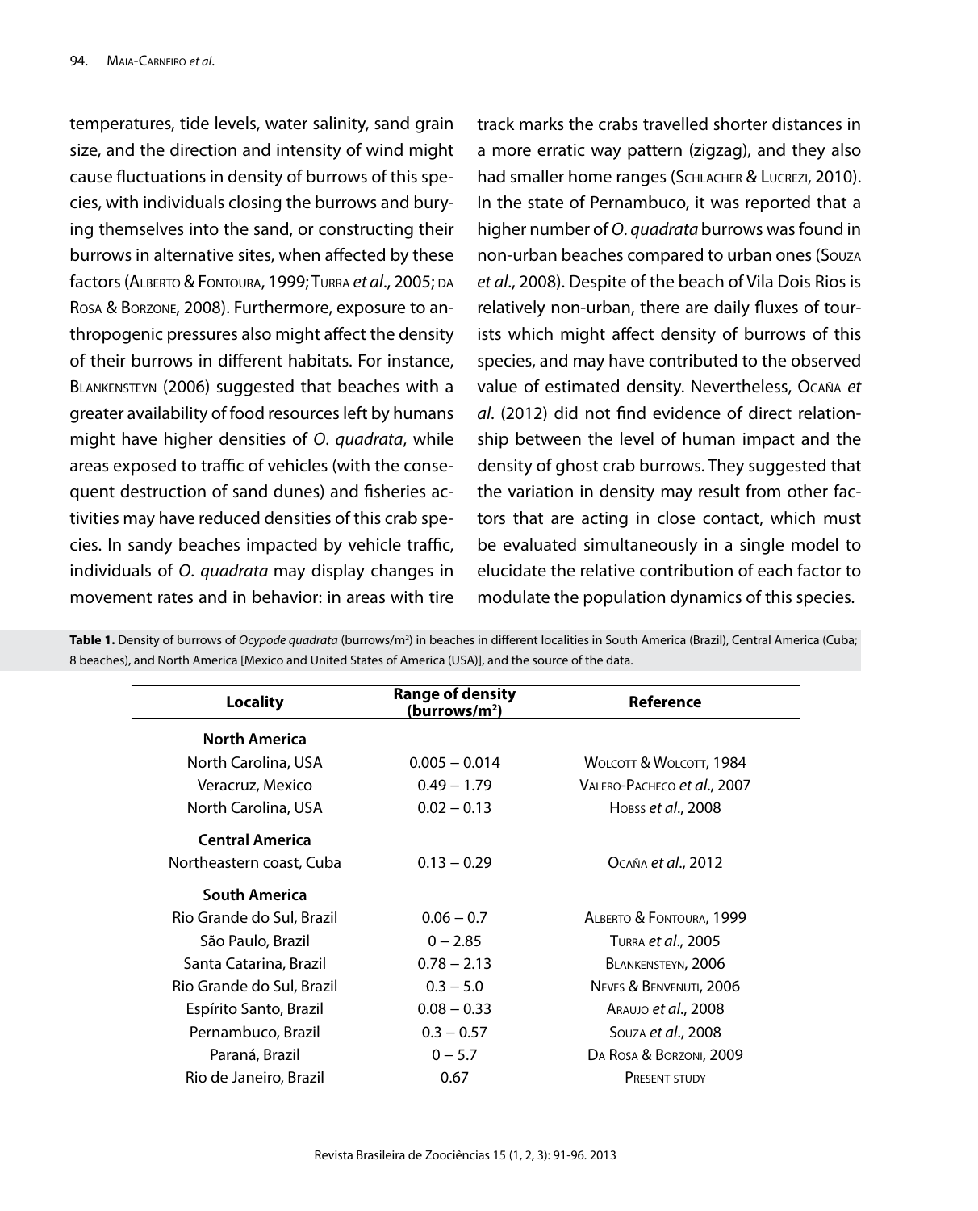temperatures, tide levels, water salinity, sand grain size, and the direction and intensity of wind might cause fluctuations in density of burrows of this species, with individuals closing the burrows and burying themselves into the sand, or constructing their burrows in alternative sites, when affected by these factors (Alberto & Fontoura, 1999; Turra *et al*., 2005; da Rosa & Borzone, 2008). Furthermore, exposure to anthropogenic pressures also might affect the density of their burrows in different habitats. For instance, Blankensteyn (2006) suggested that beaches with a greater availability of food resources left by humans might have higher densities of *O. quadrata*, while areas exposed to traffic of vehicles (with the consequent destruction of sand dunes) and fisheries activities may have reduced densities of this crab species. In sandy beaches impacted by vehicle traffic, individuals of *O. quadrata* may display changes in movement rates and in behavior: in areas with tire track marks the crabs travelled shorter distances in a more erratic way pattern (zigzag), and they also had smaller home ranges (Schlacher & Lucrezi, 2010). In the state of Pernambuco, it was reported that a higher number of *O. quadrata* burrows was found in non-urban beaches compared to urban ones (Souza *et al*., 2008). Despite of the beach of Vila Dois Rios is relatively non-urban, there are daily fluxes of tourists which might affect density of burrows of this species, and may have contributed to the observed value of estimated density. Nevertheless, Ocaña *et al*. (2012) did not find evidence of direct relationship between the level of human impact and the density of ghost crab burrows. They suggested that the variation in density may result from other factors that are acting in close contact, which must be evaluated simultaneously in a single model to elucidate the relative contribution of each factor to modulate the population dynamics of this species.

**Table 1.** Density of burrows of *Ocypode quadrata* (burrows/m$^2$) in beaches in different localities in South America (Brazil), Central America (Cuba; 8 beaches), and North America [Mexico and United States of America (USA)], and the source of the data.

| Locality | Range of density (burrows/m$^2$) | Reference |
|---|---|---|
| **North America** | | |
| North Carolina, USA | 0.005 – 0.014 | Wolcott & Wolcott, 1984 |
| Veracruz, Mexico | 0.49 – 1.79 | Valero-Pacheco *et al*., 2007 |
| North Carolina, USA | 0.02 – 0.13 | Hobss *et al*., 2008 |
| **Central America** | | |
| Northeastern coast, Cuba | 0.13 – 0.29 | Ocaña *et al*., 2012 |
| **South America** | | |
| Rio Grande do Sul, Brazil | 0.06 – 0.7 | Alberto & Fontoura, 1999 |
| São Paulo, Brazil | 0 – 2.85 | Turra *et al*., 2005 |
| Santa Catarina, Brazil | 0.78 – 2.13 | Blankensteyn, 2006 |
| Rio Grande do Sul, Brazil | 0.3 – 5.0 | Neves & Benvenuti, 2006 |
| Espírito Santo, Brazil | 0.08 – 0.33 | Araujo *et al*., 2008 |
| Pernambuco, Brazil | 0.3 – 0.57 | Souza *et al*., 2008 |
| Paraná, Brazil | 0 – 5.7 | Da Rosa & Borzoni, 2009 |
| Rio de Janeiro, Brazil | 0.67 | Present study |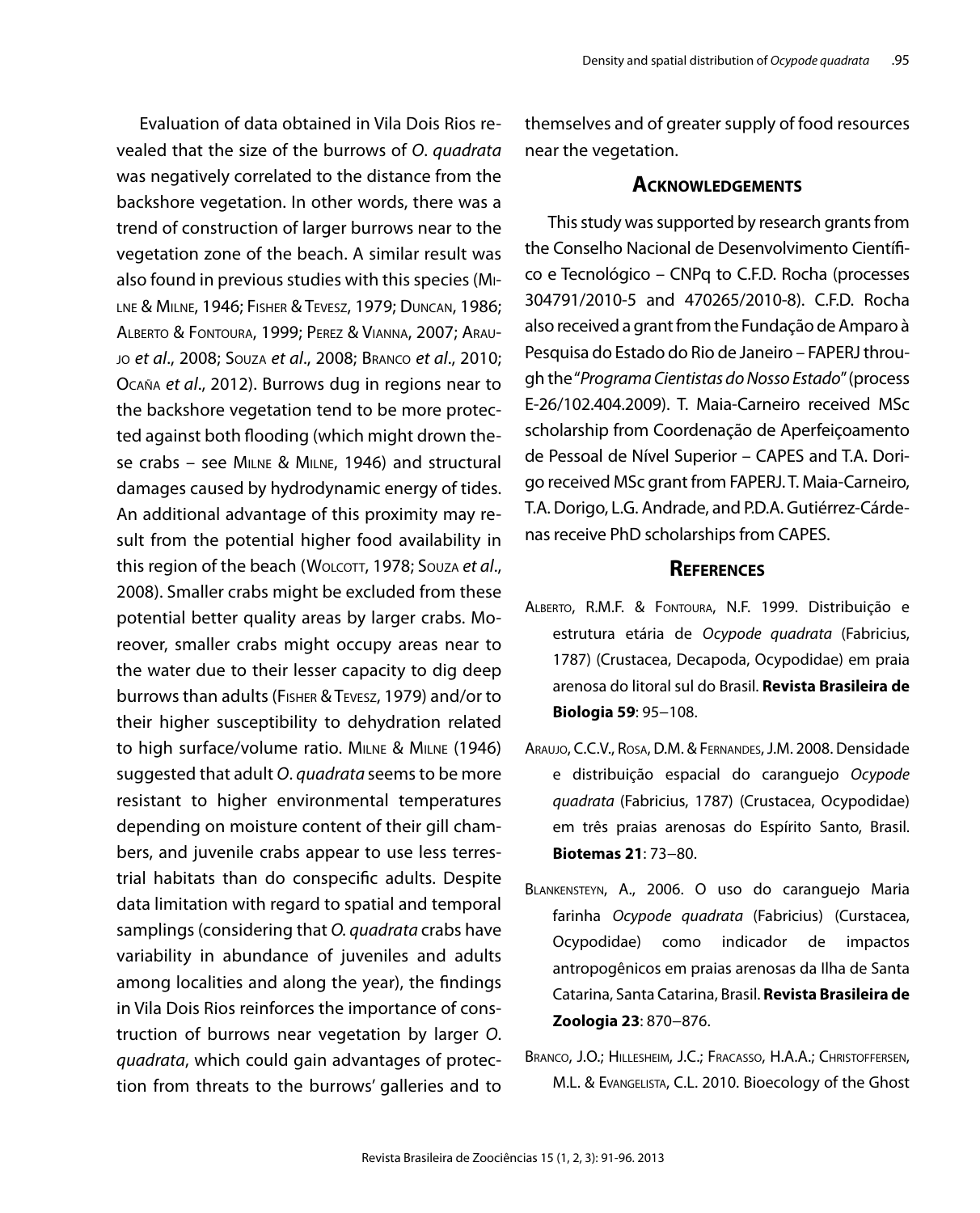Evaluation of data obtained in Vila Dois Rios revealed that the size of the burrows of *O. quadrata* was negatively correlated to the distance from the backshore vegetation. In other words, there was a trend of construction of larger burrows near to the vegetation zone of the beach. A similar result was also found in previous studies with this species (Milne & Milne, 1946; Fisher & Tevesz, 1979; Duncan, 1986; Alberto & Fontoura, 1999; Perez & Vianna, 2007; Araujo *et al*., 2008; Souza *et al*., 2008; Branco *et al*., 2010; Ocaña *et al*., 2012). Burrows dug in regions near to the backshore vegetation tend to be more protected against both flooding (which might drown these crabs – see Milne & Milne, 1946) and structural damages caused by hydrodynamic energy of tides. An additional advantage of this proximity may result from the potential higher food availability in this region of the beach (Wolcott, 1978; Souza *et al*., 2008). Smaller crabs might be excluded from these potential better quality areas by larger crabs. Moreover, smaller crabs might occupy areas near to the water due to their lesser capacity to dig deep burrows than adults (Fisher & Tevesz, 1979) and/or to their higher susceptibility to dehydration related to high surface/volume ratio. Milne & Milne (1946) suggested that adult *O. quadrata* seems to be more resistant to higher environmental temperatures depending on moisture content of their gill chambers, and juvenile crabs appear to use less terrestrial habitats than do conspecific adults. Despite data limitation with regard to spatial and temporal samplings (considering that *O. quadrata* crabs have variability in abundance of juveniles and adults among localities and along the year), the findings in Vila Dois Rios reinforces the importance of construction of burrows near vegetation by larger *O. quadrata*, which could gain advantages of protection from threats to the burrows' galleries and to themselves and of greater supply of food resources near the vegetation.

## Acknowledgements

This study was supported by research grants from the Conselho Nacional de Desenvolvimento Científico e Tecnológico – CNPq to C.F.D. Rocha (processes 304791/2010-5 and 470265/2010-8). C.F.D. Rocha also received a grant from the Fundação de Amparo à Pesquisa do Estado do Rio de Janeiro – FAPERJ through the "*Programa Cientistas do Nosso Estado*" (process E-26/102.404.2009). T. Maia-Carneiro received MSc scholarship from Coordenação de Aperfeiçoamento de Pessoal de Nível Superior – CAPES and T.A. Dorigo received MSc grant from FAPERJ. T. Maia-Carneiro, T.A. Dorigo, L.G. Andrade, and P.D.A. Gutiérrez-Cárdenas receive PhD scholarships from CAPES.

## References

Alberto, R.M.F. & Fontoura, N.F. 1999. Distribuição e estrutura etária de *Ocypode quadrata* (Fabricius, 1787) (Crustacea, Decapoda, Ocypodidae) em praia arenosa do litoral sul do Brasil. **Revista Brasileira de Biologia 59**: 95–108.

Araujo, C.C.V., Rosa, D.M. & Fernandes, J.M. 2008. Densidade e distribuição espacial do caranguejo *Ocypode quadrata* (Fabricius, 1787) (Crustacea, Ocypodidae) em três praias arenosas do Espírito Santo, Brasil. **Biotemas 21**: 73–80.

Blankensteyn, A., 2006. O uso do caranguejo Maria farinha *Ocypode quadrata* (Fabricius) (Curstacea, Ocypodidae) como indicador de impactos antropogênicos em praias arenosas da Ilha de Santa Catarina, Santa Catarina, Brasil. **Revista Brasileira de Zoologia 23**: 870–876.

Branco, J.O.; Hillesheim, J.C.; Fracasso, H.A.A.; Christoffersen, M.L. & Evangelista, C.L. 2010. Bioecology of the Ghost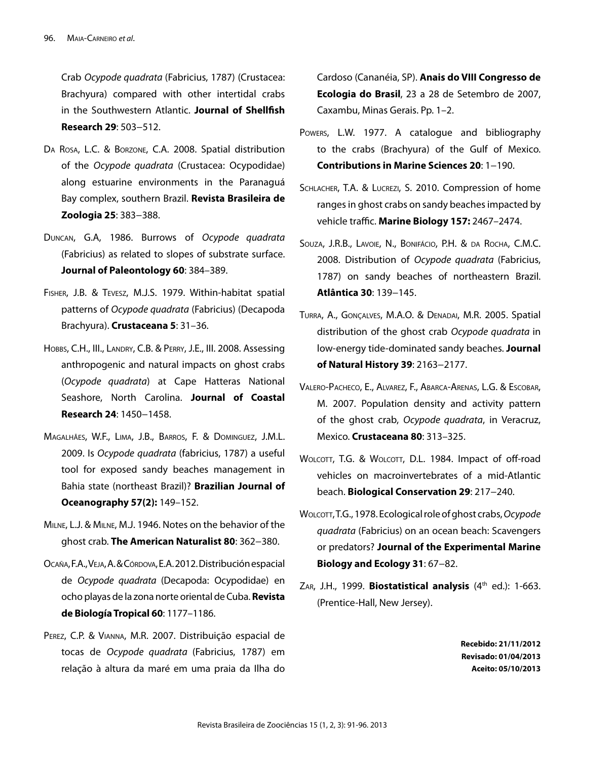Crab *Ocypode quadrata* (Fabricius, 1787) (Crustacea: Brachyura) compared with other intertidal crabs in the Southwestern Atlantic. **Journal of Shellfish Research 29**: 503−512.

Da Rosa, L.C. & Borzone, C.A. 2008. Spatial distribution of the *Ocypode quadrata* (Crustacea: Ocypodidae) along estuarine environments in the Paranaguá Bay complex, southern Brazil. **Revista Brasileira de Zoologia 25**: 383−388.

Duncan, G.A, 1986. Burrows of *Ocypode quadrata* (Fabricius) as related to slopes of substrate surface. **Journal of Paleontology 60**: 384–389.

Fisher, J.B. & Tevesz, M.J.S. 1979. Within-habitat spatial patterns of *Ocypode quadrata* (Fabricius) (Decapoda Brachyura). **Crustaceana 5**: 31–36.

Hobbs, C.H., III., Landry, C.B. & Perry, J.E., III. 2008. Assessing anthropogenic and natural impacts on ghost crabs (*Ocypode quadrata*) at Cape Hatteras National Seashore, North Carolina. **Journal of Coastal Research 24**: 1450−1458.

Magalhães, W.F., Lima, J.B., Barros, F. & Dominguez, J.M.L. 2009. Is *Ocypode quadrata* (fabricius, 1787) a useful tool for exposed sandy beaches management in Bahia state (northeast Brazil)? **Brazilian Journal of Oceanography 57(2):** 149–152.

Milne, L.J. & Milne, M.J. 1946. Notes on the behavior of the ghost crab. **The American Naturalist 80**: 362−380.

Ocaña, F.A., Veja, A. & Córdova, E.A. 2012. Distribución espacial de *Ocypode quadrata* (Decapoda: Ocypodidae) en ocho playas de la zona norte oriental de Cuba. **Revista de Biología Tropical 60**: 1177–1186.

Perez, C.P. & Vianna, M.R. 2007. Distribuição espacial de tocas de *Ocypode quadrata* (Fabricius, 1787) em relação à altura da maré em uma praia da Ilha do Cardoso (Cananéia, SP). **Anais do VIII Congresso de Ecologia do Brasil**, 23 a 28 de Setembro de 2007, Caxambu, Minas Gerais. Pp. 1–2.

Powers, L.W. 1977. A catalogue and bibliography to the crabs (Brachyura) of the Gulf of Mexico. **Contributions in Marine Sciences 20**: 1−190.

Schlacher, T.A. & Lucrezi, S. 2010. Compression of home ranges in ghost crabs on sandy beaches impacted by vehicle traffic. **Marine Biology 157:** 2467–2474.

Souza, J.R.B., Lavoie, N., Bonifácio, P.H. & da Rocha, C.M.C. 2008. Distribution of *Ocypode quadrata* (Fabricius, 1787) on sandy beaches of northeastern Brazil. **Atlântica 30**: 139−145.

Turra, A., Gonçalves, M.A.O. & Denadai, M.R. 2005. Spatial distribution of the ghost crab *Ocypode quadrata* in low-energy tide-dominated sandy beaches. **Journal of Natural History 39**: 2163−2177.

Valero-Pacheco, E., Alvarez, F., Abarca-Arenas, L.G. & Escobar, M. 2007. Population density and activity pattern of the ghost crab, *Ocypode quadrata*, in Veracruz, Mexico. **Crustaceana 80**: 313–325.

Wolcott, T.G. & Wolcott, D.L. 1984. Impact of off-road vehicles on macroinvertebrates of a mid-Atlantic beach. **Biological Conservation 29**: 217−240.

Wolcott, T.G., 1978. Ecological role of ghost crabs, *Ocypode quadrata* (Fabricius) on an ocean beach: Scavengers or predators? **Journal of the Experimental Marine Biology and Ecology 31**: 67−82.

Zar, J.H., 1999. **Biostatistical analysis** (4th ed.): 1-663. (Prentice-Hall, New Jersey).

**Recebido: 21/11/2012**
**Revisado: 01/04/2013**
**Aceito: 05/10/2013**